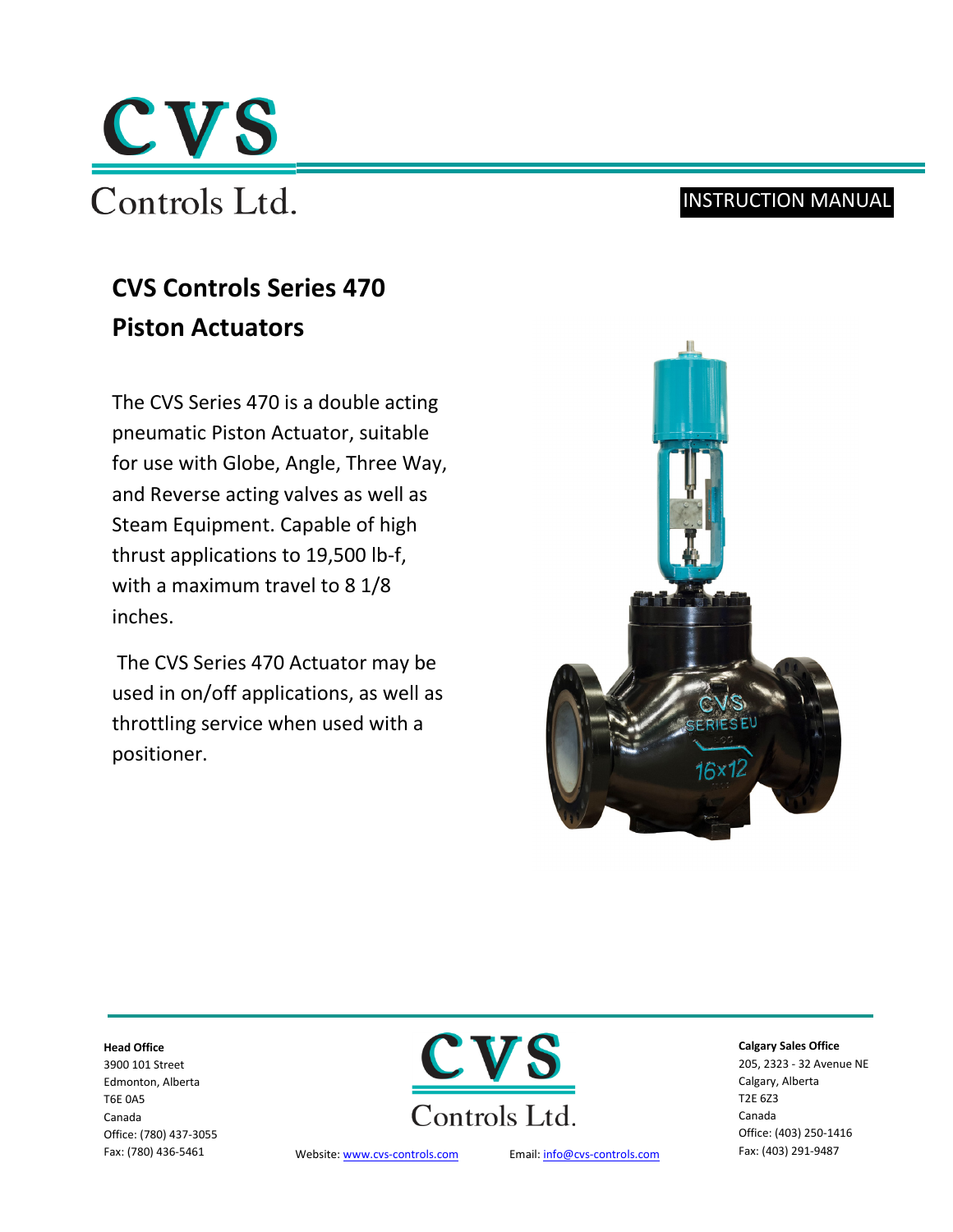CVS

Controls Ltd.

INSTRUCTION MANUAL

# CVS Controls Series 470 Piston Actuators

The CVS Series 470 is a double acting pneumatic Piston Actuator, suitable for use with Globe, Angle, Three Way, and Reverse acting valves as well as Steam Equipment. Capable of high thrust applications to 19,500 lb-f, with a maximum travel to 8 1/8 inches.

The CVS Series 470 Actuator may be used in on/off applications, as well as throttling service when used with a positioner.

**Head Office**
3900 101 Street
Edmonton, Alberta
T6E 0A5
Canada
Office: (780) 437-3055
Fax: (780) 436-5461

CVS Controls Ltd.

Website: www.cvs-controls.com

Email: info@cvs-controls.com

**Calgary Sales Office**
205, 2323 - 32 Avenue NE
Calgary, Alberta
T2E 6Z3
Canada
Office: (403) 250-1416
Fax: (403) 291-9487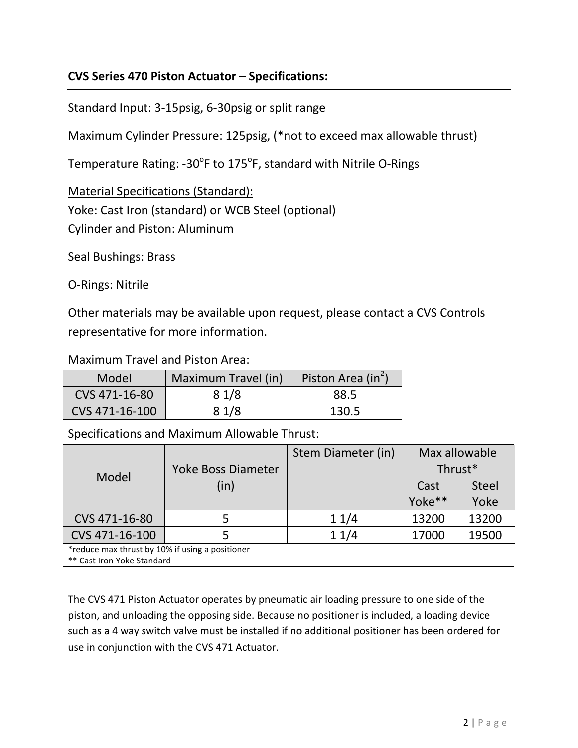**CVS Series 470 Piston Actuator – Specifications:**

Standard Input: 3-15psig, 6-30psig or split range

Maximum Cylinder Pressure: 125psig, (*not to exceed max allowable thrust)

Temperature Rating: -30°F to 175°F, standard with Nitrile O-Rings

Material Specifications (Standard):
Yoke: Cast Iron (standard) or WCB Steel (optional)
Cylinder and Piston: Aluminum

Seal Bushings: Brass

O-Rings: Nitrile

Other materials may be available upon request, please contact a CVS Controls representative for more information.

Maximum Travel and Piston Area:

| Model | Maximum Travel (in) | Piston Area ($in^2$) |
|---|---|---|
| CVS 471-16-80 | 8 1/8 | 88.5 |
| CVS 471-16-100 | 8 1/8 | 130.5 |

Specifications and Maximum Allowable Thrust:

| Model | Yoke Boss Diameter (in) | Stem Diameter (in) | Max allowable Thrust* | |
|---|---|---|---|---|
| | | | Cast Yoke** | Steel Yoke |
| CVS 471-16-80 | 5 | 1 1/4 | 13200 | 13200 |
| CVS 471-16-100 | 5 | 1 1/4 | 17000 | 19500 |

*reduce max thrust by 10% if using a positioner
** Cast Iron Yoke Standard

The CVS 471 Piston Actuator operates by pneumatic air loading pressure to one side of the piston, and unloading the opposing side. Because no positioner is included, a loading device such as a 4 way switch valve must be installed if no additional positioner has been ordered for use in conjunction with the CVS 471 Actuator.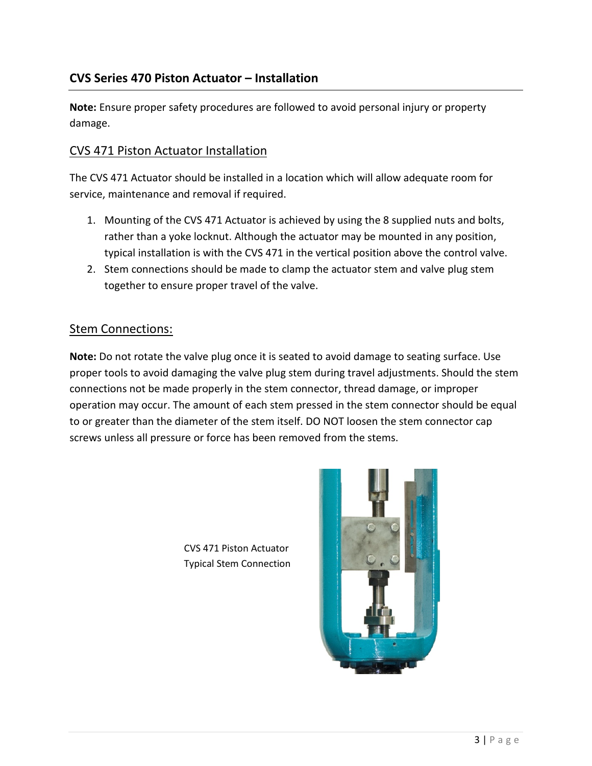## CVS Series 470 Piston Actuator – Installation

**Note:** Ensure proper safety procedures are followed to avoid personal injury or property damage.

### CVS 471 Piston Actuator Installation

The CVS 471 Actuator should be installed in a location which will allow adequate room for service, maintenance and removal if required.

1. Mounting of the CVS 471 Actuator is achieved by using the 8 supplied nuts and bolts, rather than a yoke locknut. Although the actuator may be mounted in any position, typical installation is with the CVS 471 in the vertical position above the control valve.
2. Stem connections should be made to clamp the actuator stem and valve plug stem together to ensure proper travel of the valve.

### Stem Connections:

**Note:** Do not rotate the valve plug once it is seated to avoid damage to seating surface. Use proper tools to avoid damaging the valve plug stem during travel adjustments. Should the stem connections not be made properly in the stem connector, thread damage, or improper operation may occur. The amount of each stem pressed in the stem connector should be equal to or greater than the diameter of the stem itself. DO NOT loosen the stem connector cap screws unless all pressure or force has been removed from the stems.

CVS 471 Piston Actuator
Typical Stem Connection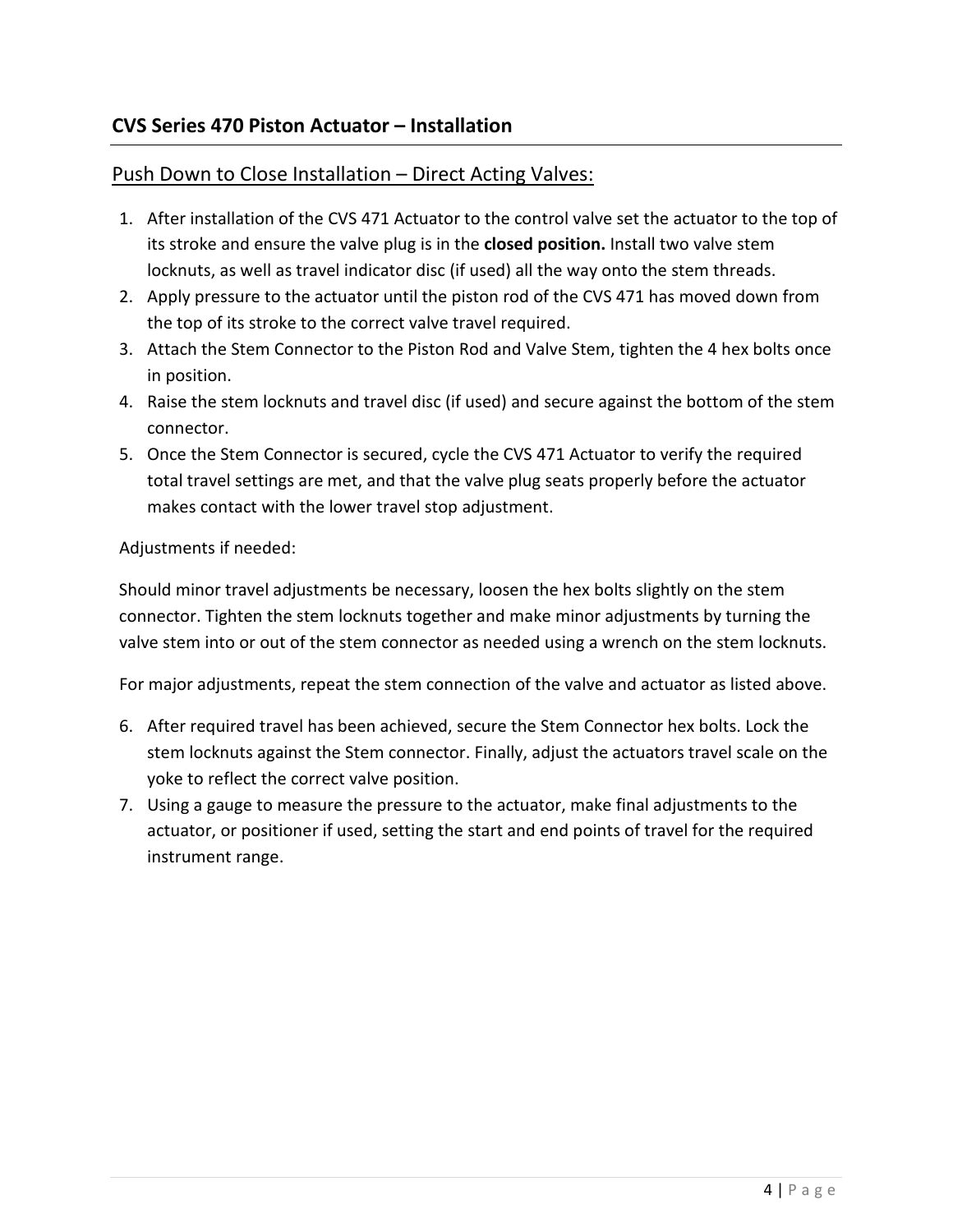## CVS Series 470 Piston Actuator – Installation

### Push Down to Close Installation – Direct Acting Valves:

1. After installation of the CVS 471 Actuator to the control valve set the actuator to the top of its stroke and ensure the valve plug is in the **closed position.** Install two valve stem locknuts, as well as travel indicator disc (if used) all the way onto the stem threads.
2. Apply pressure to the actuator until the piston rod of the CVS 471 has moved down from the top of its stroke to the correct valve travel required.
3. Attach the Stem Connector to the Piston Rod and Valve Stem, tighten the 4 hex bolts once in position.
4. Raise the stem locknuts and travel disc (if used) and secure against the bottom of the stem connector.
5. Once the Stem Connector is secured, cycle the CVS 471 Actuator to verify the required total travel settings are met, and that the valve plug seats properly before the actuator makes contact with the lower travel stop adjustment.

Adjustments if needed:

Should minor travel adjustments be necessary, loosen the hex bolts slightly on the stem connector. Tighten the stem locknuts together and make minor adjustments by turning the valve stem into or out of the stem connector as needed using a wrench on the stem locknuts.

For major adjustments, repeat the stem connection of the valve and actuator as listed above.

6. After required travel has been achieved, secure the Stem Connector hex bolts. Lock the stem locknuts against the Stem connector. Finally, adjust the actuators travel scale on the yoke to reflect the correct valve position.
7. Using a gauge to measure the pressure to the actuator, make final adjustments to the actuator, or positioner if used, setting the start and end points of travel for the required instrument range.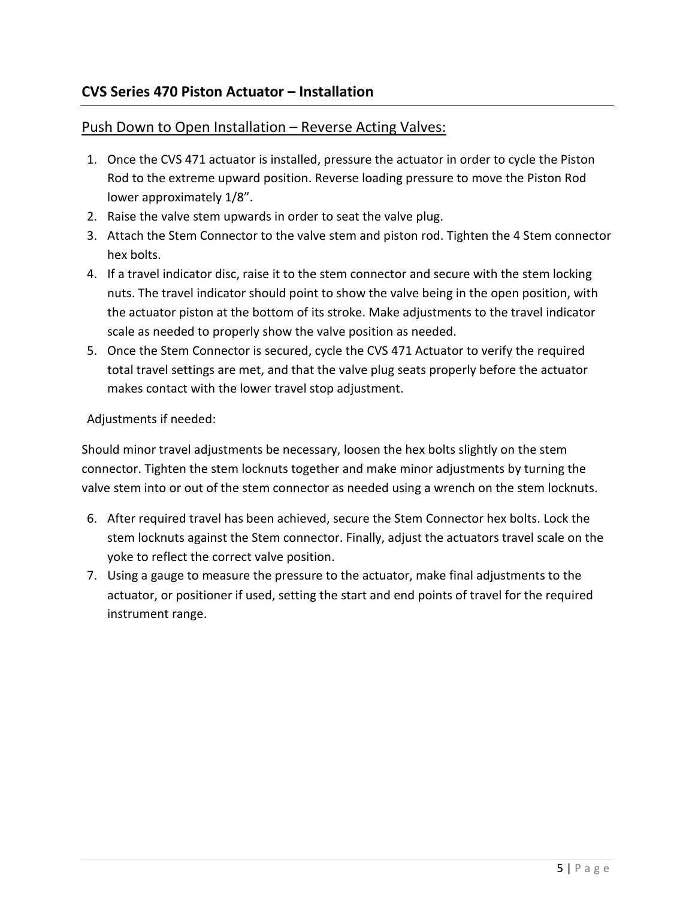## CVS Series 470 Piston Actuator – Installation

### Push Down to Open Installation – Reverse Acting Valves:

1. Once the CVS 471 actuator is installed, pressure the actuator in order to cycle the Piston Rod to the extreme upward position. Reverse loading pressure to move the Piston Rod lower approximately 1/8".
2. Raise the valve stem upwards in order to seat the valve plug.
3. Attach the Stem Connector to the valve stem and piston rod. Tighten the 4 Stem connector hex bolts.
4. If a travel indicator disc, raise it to the stem connector and secure with the stem locking nuts. The travel indicator should point to show the valve being in the open position, with the actuator piston at the bottom of its stroke. Make adjustments to the travel indicator scale as needed to properly show the valve position as needed.
5. Once the Stem Connector is secured, cycle the CVS 471 Actuator to verify the required total travel settings are met, and that the valve plug seats properly before the actuator makes contact with the lower travel stop adjustment.

Adjustments if needed:

Should minor travel adjustments be necessary, loosen the hex bolts slightly on the stem connector. Tighten the stem locknuts together and make minor adjustments by turning the valve stem into or out of the stem connector as needed using a wrench on the stem locknuts.

6. After required travel has been achieved, secure the Stem Connector hex bolts. Lock the stem locknuts against the Stem connector. Finally, adjust the actuators travel scale on the yoke to reflect the correct valve position.
7. Using a gauge to measure the pressure to the actuator, make final adjustments to the actuator, or positioner if used, setting the start and end points of travel for the required instrument range.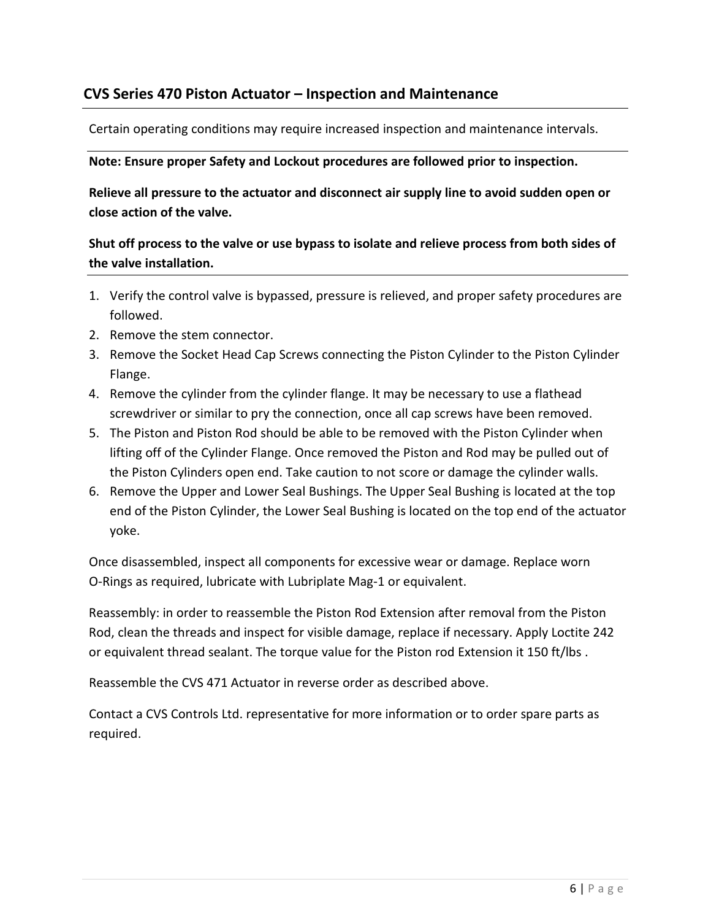## CVS Series 470 Piston Actuator – Inspection and Maintenance

Certain operating conditions may require increased inspection and maintenance intervals.

---

**Note: Ensure proper Safety and Lockout procedures are followed prior to inspection.**

**Relieve all pressure to the actuator and disconnect air supply line to avoid sudden open or close action of the valve.**

**Shut off process to the valve or use bypass to isolate and relieve process from both sides of the valve installation.**

---

1. Verify the control valve is bypassed, pressure is relieved, and proper safety procedures are followed.
2. Remove the stem connector.
3. Remove the Socket Head Cap Screws connecting the Piston Cylinder to the Piston Cylinder Flange.
4. Remove the cylinder from the cylinder flange. It may be necessary to use a flathead screwdriver or similar to pry the connection, once all cap screws have been removed.
5. The Piston and Piston Rod should be able to be removed with the Piston Cylinder when lifting off of the Cylinder Flange. Once removed the Piston and Rod may be pulled out of the Piston Cylinders open end. Take caution to not score or damage the cylinder walls.
6. Remove the Upper and Lower Seal Bushings. The Upper Seal Bushing is located at the top end of the Piston Cylinder, the Lower Seal Bushing is located on the top end of the actuator yoke.

Once disassembled, inspect all components for excessive wear or damage. Replace worn O-Rings as required, lubricate with Lubriplate Mag-1 or equivalent.

Reassembly: in order to reassemble the Piston Rod Extension after removal from the Piston Rod, clean the threads and inspect for visible damage, replace if necessary. Apply Loctite 242 or equivalent thread sealant. The torque value for the Piston rod Extension it 150 ft/lbs .

Reassemble the CVS 471 Actuator in reverse order as described above.

Contact a CVS Controls Ltd. representative for more information or to order spare parts as required.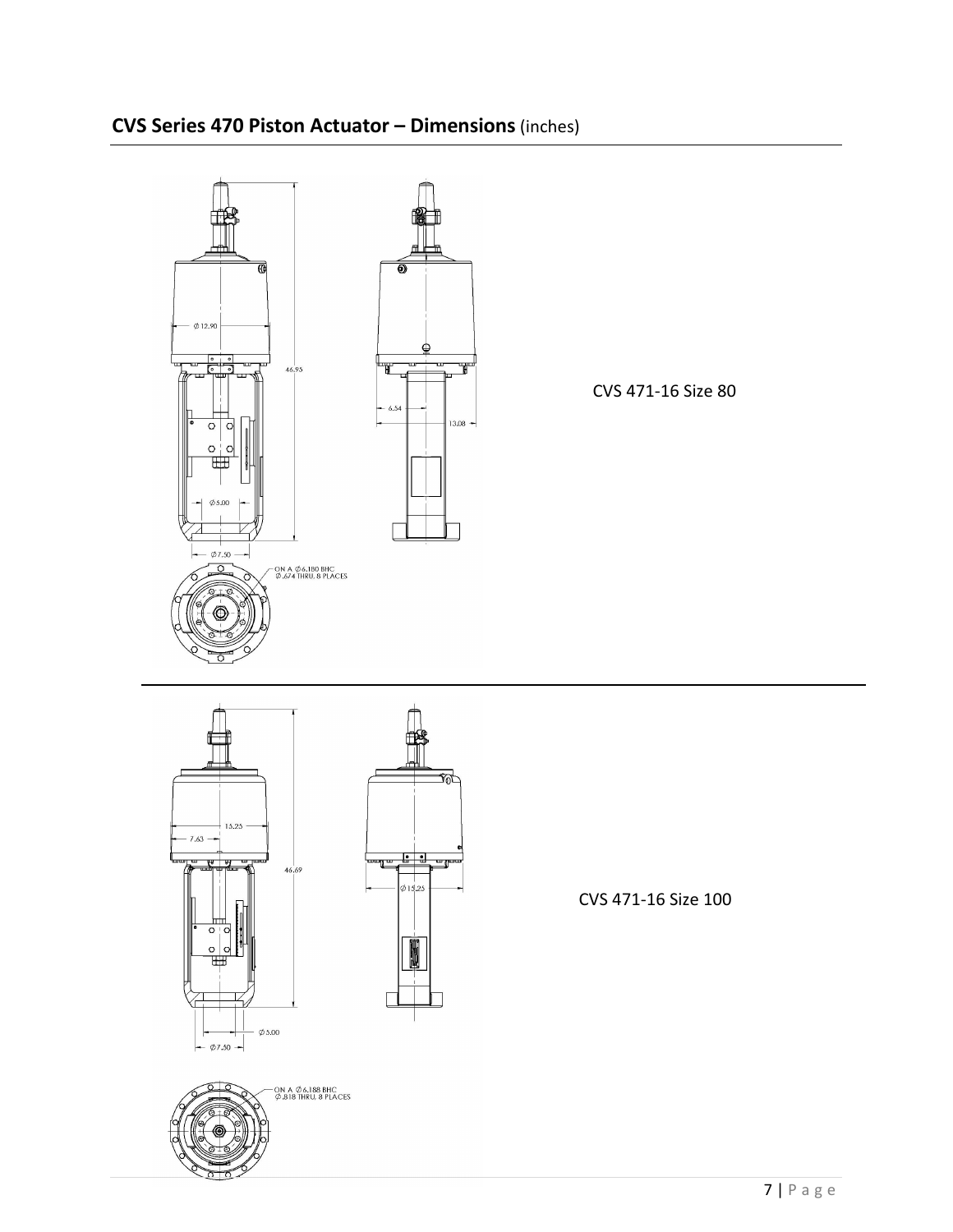## CVS Series 470 Piston Actuator – Dimensions (inches)

CVS 471-16 Size 80

CVS 471-16 Size 100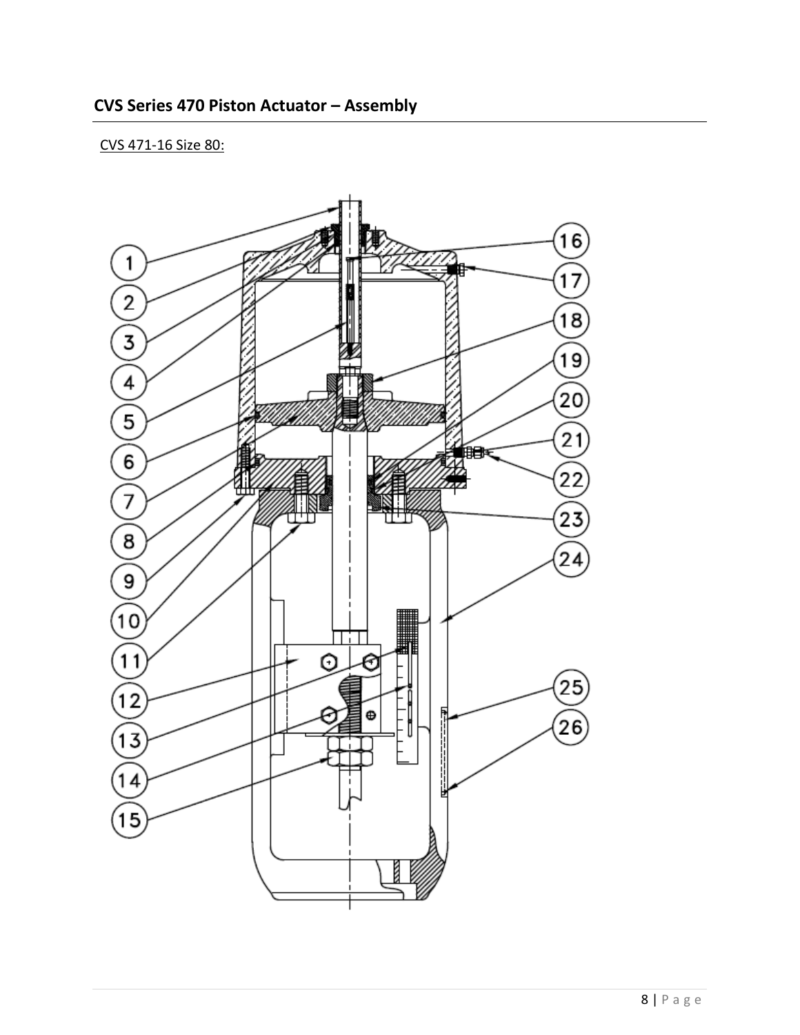## CVS Series 470 Piston Actuator – Assembly

CVS 471-16 Size 80: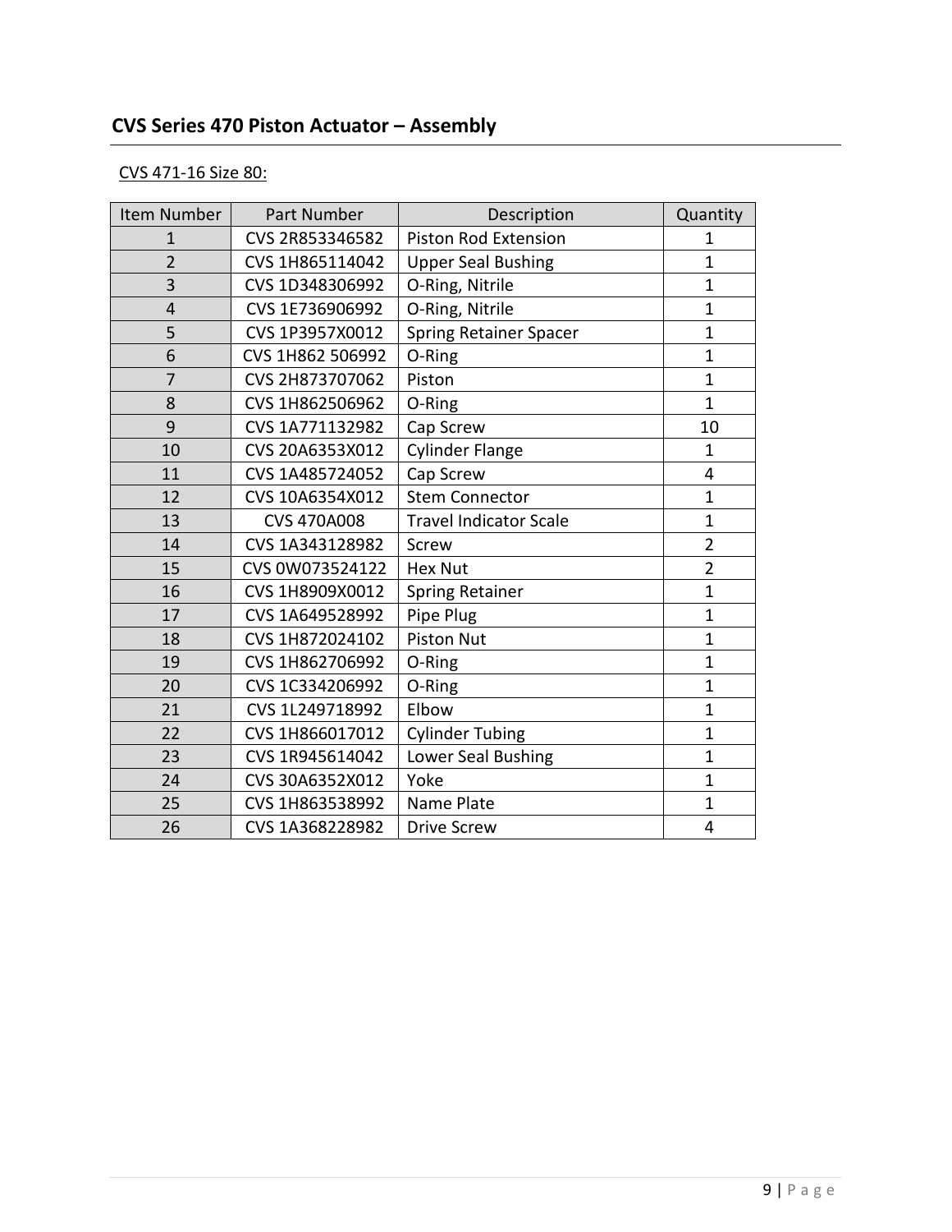## CVS Series 470 Piston Actuator – Assembly

CVS 471-16 Size 80:

| Item Number | Part Number | Description | Quantity |
|---|---|---|---|
| 1 | CVS 2R853346582 | Piston Rod Extension | 1 |
| 2 | CVS 1H865114042 | Upper Seal Bushing | 1 |
| 3 | CVS 1D348306992 | O-Ring, Nitrile | 1 |
| 4 | CVS 1E736906992 | O-Ring, Nitrile | 1 |
| 5 | CVS 1P3957X0012 | Spring Retainer Spacer | 1 |
| 6 | CVS 1H862 506992 | O-Ring | 1 |
| 7 | CVS 2H873707062 | Piston | 1 |
| 8 | CVS 1H862506962 | O-Ring | 1 |
| 9 | CVS 1A771132982 | Cap Screw | 10 |
| 10 | CVS 20A6353X012 | Cylinder Flange | 1 |
| 11 | CVS 1A485724052 | Cap Screw | 4 |
| 12 | CVS 10A6354X012 | Stem Connector | 1 |
| 13 | CVS 470A008 | Travel Indicator Scale | 1 |
| 14 | CVS 1A343128982 | Screw | 2 |
| 15 | CVS 0W073524122 | Hex Nut | 2 |
| 16 | CVS 1H8909X0012 | Spring Retainer | 1 |
| 17 | CVS 1A649528992 | Pipe Plug | 1 |
| 18 | CVS 1H872024102 | Piston Nut | 1 |
| 19 | CVS 1H862706992 | O-Ring | 1 |
| 20 | CVS 1C334206992 | O-Ring | 1 |
| 21 | CVS 1L249718992 | Elbow | 1 |
| 22 | CVS 1H866017012 | Cylinder Tubing | 1 |
| 23 | CVS 1R945614042 | Lower Seal Bushing | 1 |
| 24 | CVS 30A6352X012 | Yoke | 1 |
| 25 | CVS 1H863538992 | Name Plate | 1 |
| 26 | CVS 1A368228982 | Drive Screw | 4 |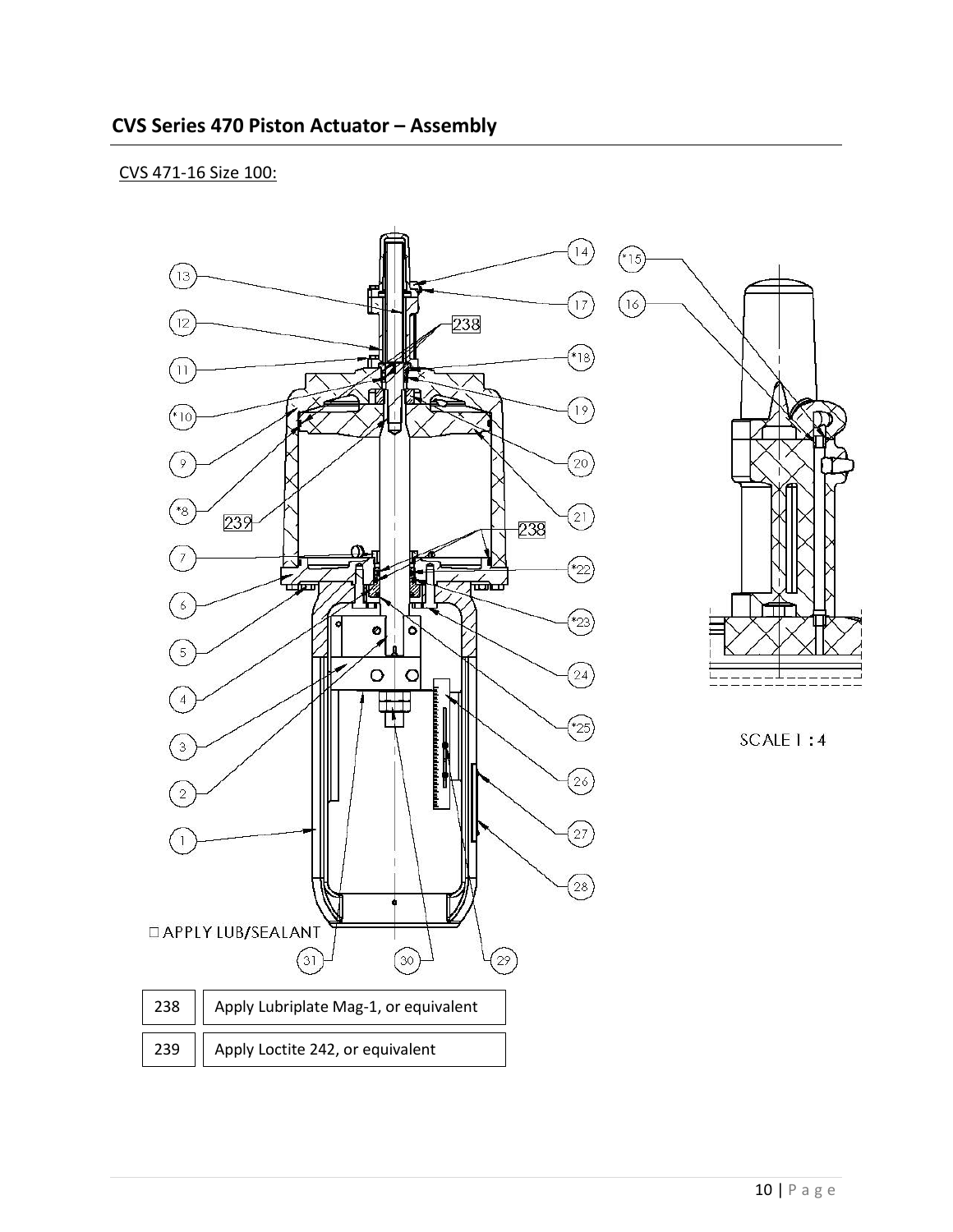## CVS Series 470 Piston Actuator – Assembly

CVS 471-16 Size 100:

| 238 | Apply Lubriplate Mag-1, or equivalent |
|---|---|
| 239 | Apply Loctite 242, or equivalent |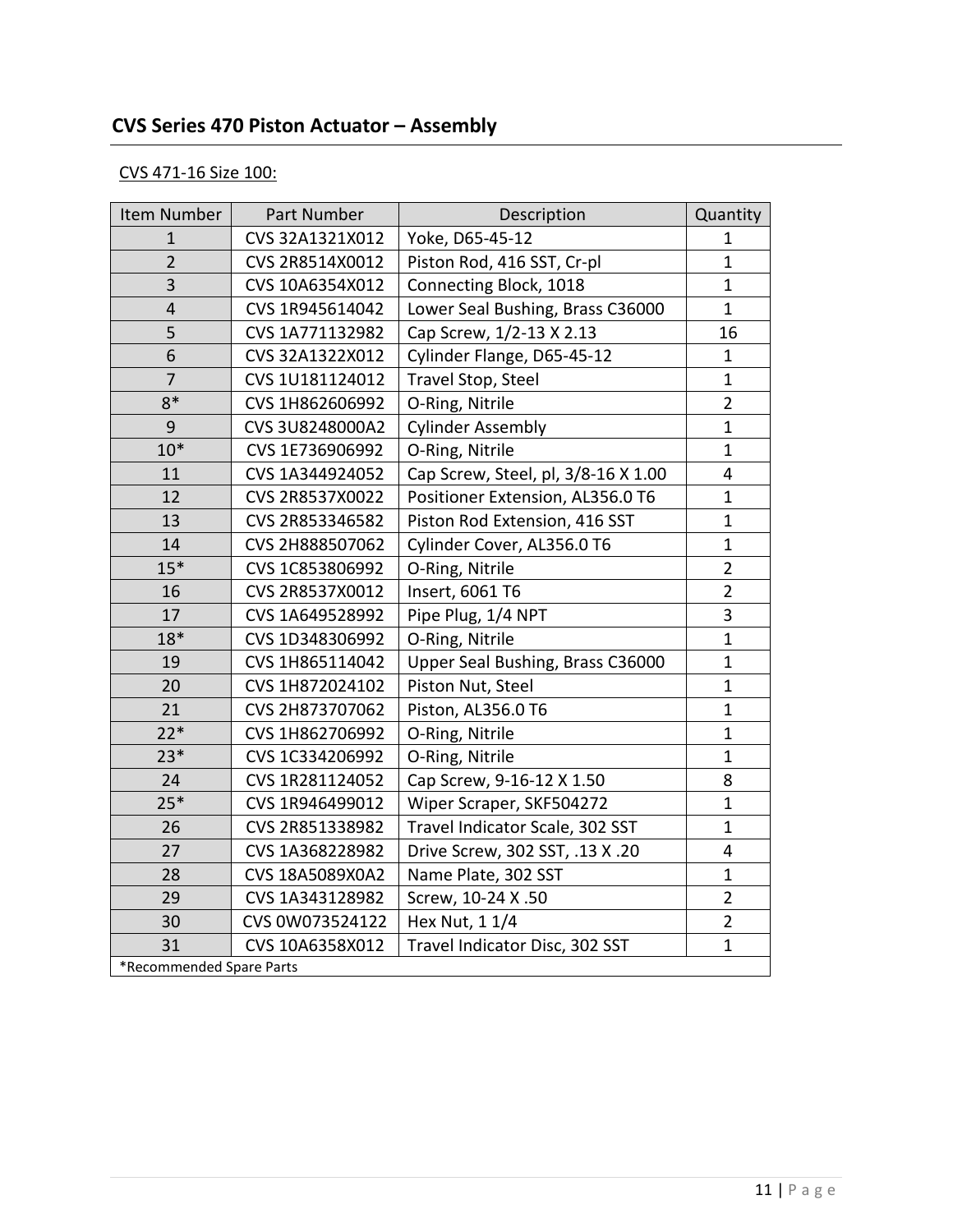## CVS Series 470 Piston Actuator – Assembly

CVS 471-16 Size 100:

| Item Number | Part Number | Description | Quantity |
|---|---|---|---|
| 1 | CVS 32A1321X012 | Yoke, D65-45-12 | 1 |
| 2 | CVS 2R8514X0012 | Piston Rod, 416 SST, Cr-pl | 1 |
| 3 | CVS 10A6354X012 | Connecting Block, 1018 | 1 |
| 4 | CVS 1R945614042 | Lower Seal Bushing, Brass C36000 | 1 |
| 5 | CVS 1A771132982 | Cap Screw, 1/2-13 X 2.13 | 16 |
| 6 | CVS 32A1322X012 | Cylinder Flange, D65-45-12 | 1 |
| 7 | CVS 1U181124012 | Travel Stop, Steel | 1 |
| 8* | CVS 1H862606992 | O-Ring, Nitrile | 2 |
| 9 | CVS 3U8248000A2 | Cylinder Assembly | 1 |
| 10* | CVS 1E736906992 | O-Ring, Nitrile | 1 |
| 11 | CVS 1A344924052 | Cap Screw, Steel, pl, 3/8-16 X 1.00 | 4 |
| 12 | CVS 2R8537X0022 | Positioner Extension, AL356.0 T6 | 1 |
| 13 | CVS 2R853346582 | Piston Rod Extension, 416 SST | 1 |
| 14 | CVS 2H888507062 | Cylinder Cover, AL356.0 T6 | 1 |
| 15* | CVS 1C853806992 | O-Ring, Nitrile | 2 |
| 16 | CVS 2R8537X0012 | Insert, 6061 T6 | 2 |
| 17 | CVS 1A649528992 | Pipe Plug, 1/4 NPT | 3 |
| 18* | CVS 1D348306992 | O-Ring, Nitrile | 1 |
| 19 | CVS 1H865114042 | Upper Seal Bushing, Brass C36000 | 1 |
| 20 | CVS 1H872024102 | Piston Nut, Steel | 1 |
| 21 | CVS 2H873707062 | Piston, AL356.0 T6 | 1 |
| 22* | CVS 1H862706992 | O-Ring, Nitrile | 1 |
| 23* | CVS 1C334206992 | O-Ring, Nitrile | 1 |
| 24 | CVS 1R281124052 | Cap Screw, 9-16-12 X 1.50 | 8 |
| 25* | CVS 1R946499012 | Wiper Scraper, SKF504272 | 1 |
| 26 | CVS 2R851338982 | Travel Indicator Scale, 302 SST | 1 |
| 27 | CVS 1A368228982 | Drive Screw, 302 SST, .13 X .20 | 4 |
| 28 | CVS 18A5089X0A2 | Name Plate, 302 SST | 1 |
| 29 | CVS 1A343128982 | Screw, 10-24 X .50 | 2 |
| 30 | CVS 0W073524122 | Hex Nut, 1 1/4 | 2 |
| 31 | CVS 10A6358X012 | Travel Indicator Disc, 302 SST | 1 |
| *Recommended Spare Parts | | | |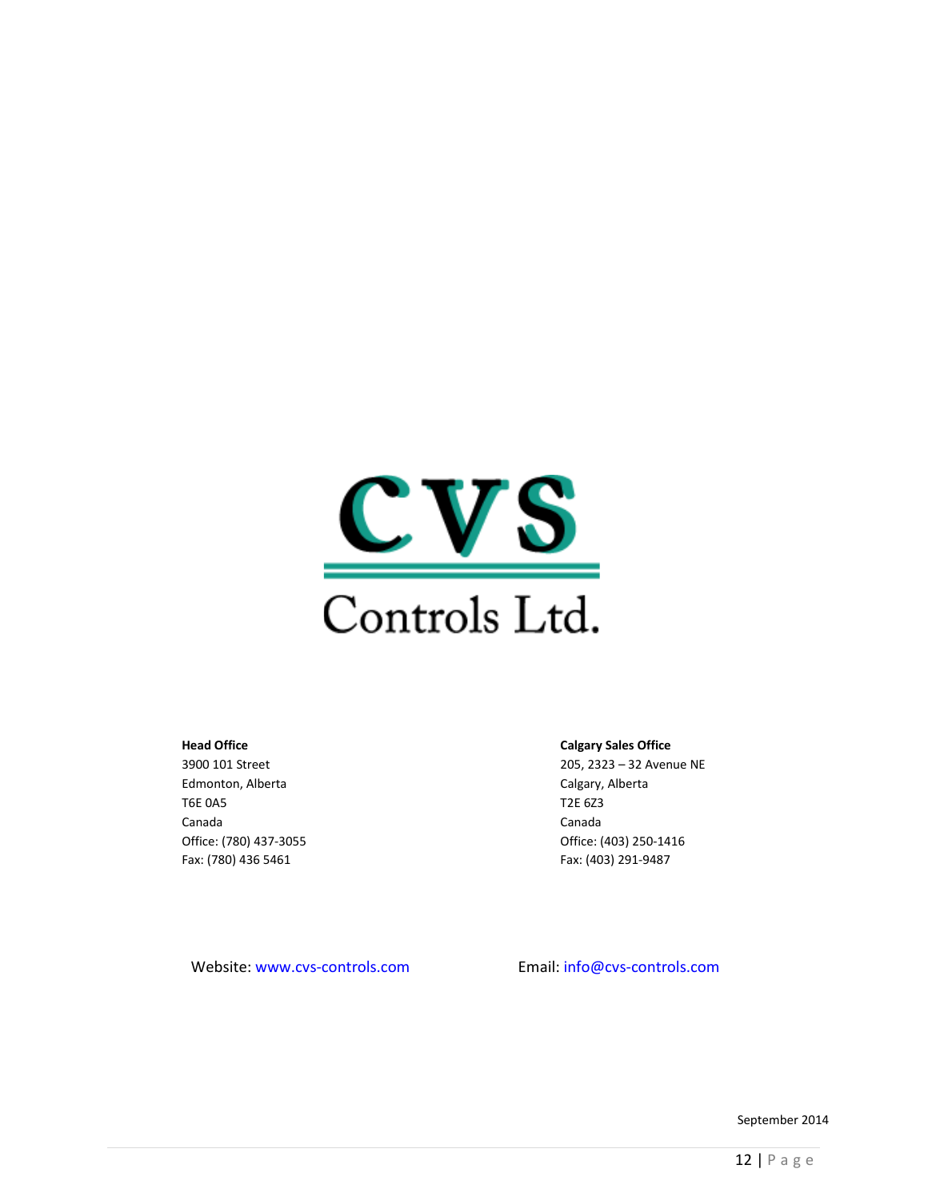CVS

Controls Ltd.

**Head Office**
3900 101 Street
Edmonton, Alberta
T6E 0A5
Canada
Office: (780) 437-3055
Fax: (780) 436 5461

**Calgary Sales Office**
205, 2323 – 32 Avenue NE
Calgary, Alberta
T2E 6Z3
Canada
Office: (403) 250-1416
Fax: (403) 291-9487

Website: www.cvs-controls.com

Email: info@cvs-controls.com

September 2014